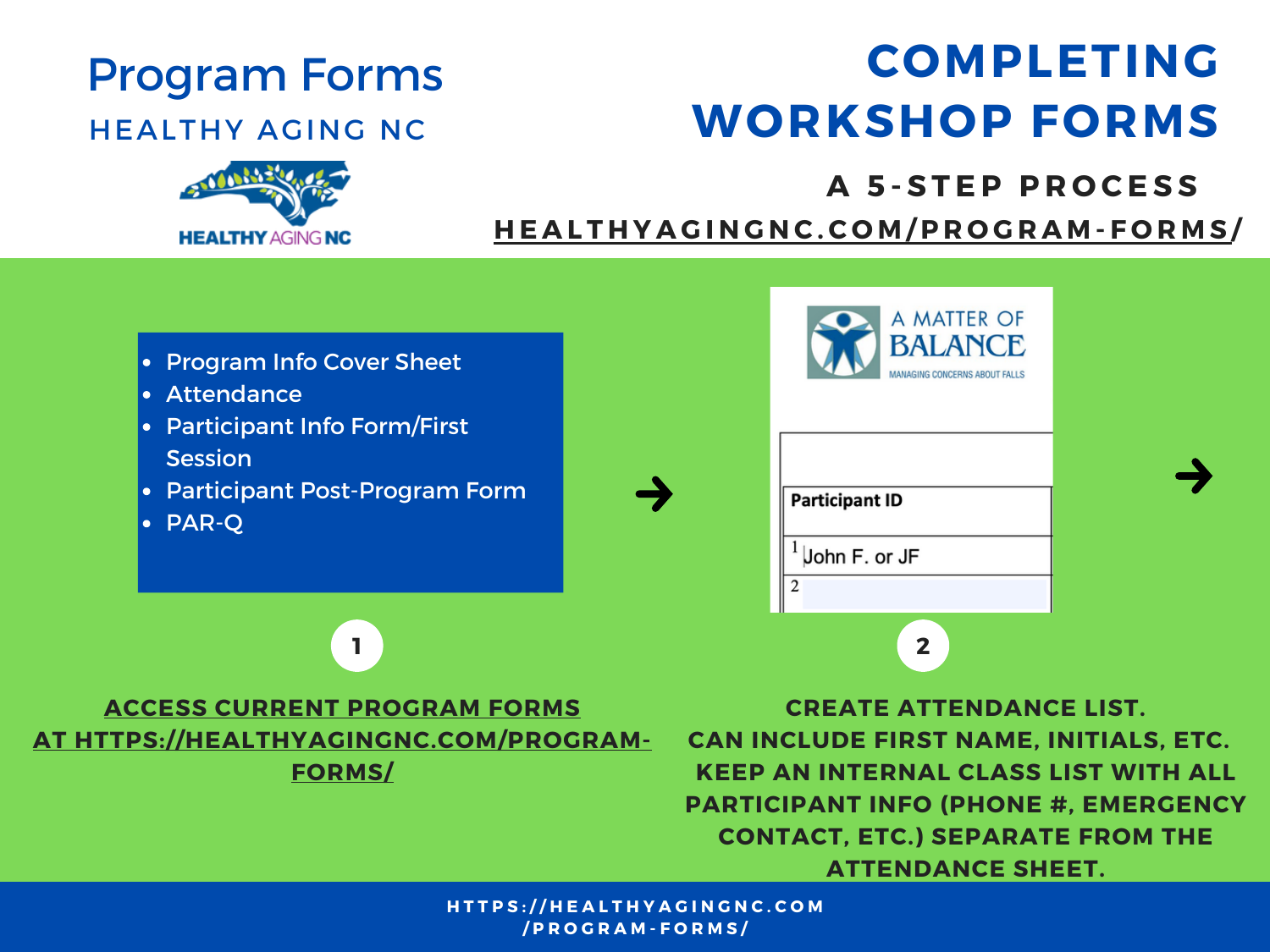# Program Forms

## HEALTHY AGING NC

HEALTHY AGING NC

# COMPLETING WORKSHOP FORMS

### A 5-STEP PROCESS

HEALTHYAGINGNC.COM/PROGRAM-FORMS/

- Program Info Cover Sheet
- Attendance
- Participant Info Form/First Session
- Participant Post-Program Form
- PAR-Q

A MATTER OF BALANCE

MANAGING CONCERNS ABOUT FALLS

| Participant ID |
|---|
| 1 John F. or JF |
| 2 |

**1**

**ACCESS CURRENT PROGRAM FORMS AT HTTPS://HEALTHYAGINGNC.COM/PROGRAM-FORMS/**

**2**

**CREATE ATTENDANCE LIST. CAN INCLUDE FIRST NAME, INITIALS, ETC. KEEP AN INTERNAL CLASS LIST WITH ALL PARTICIPANT INFO (PHONE #, EMERGENCY CONTACT, ETC.) SEPARATE FROM THE ATTENDANCE SHEET.**

HTTPS://HEALTHYAGINGNC.COM/PROGRAM-FORMS/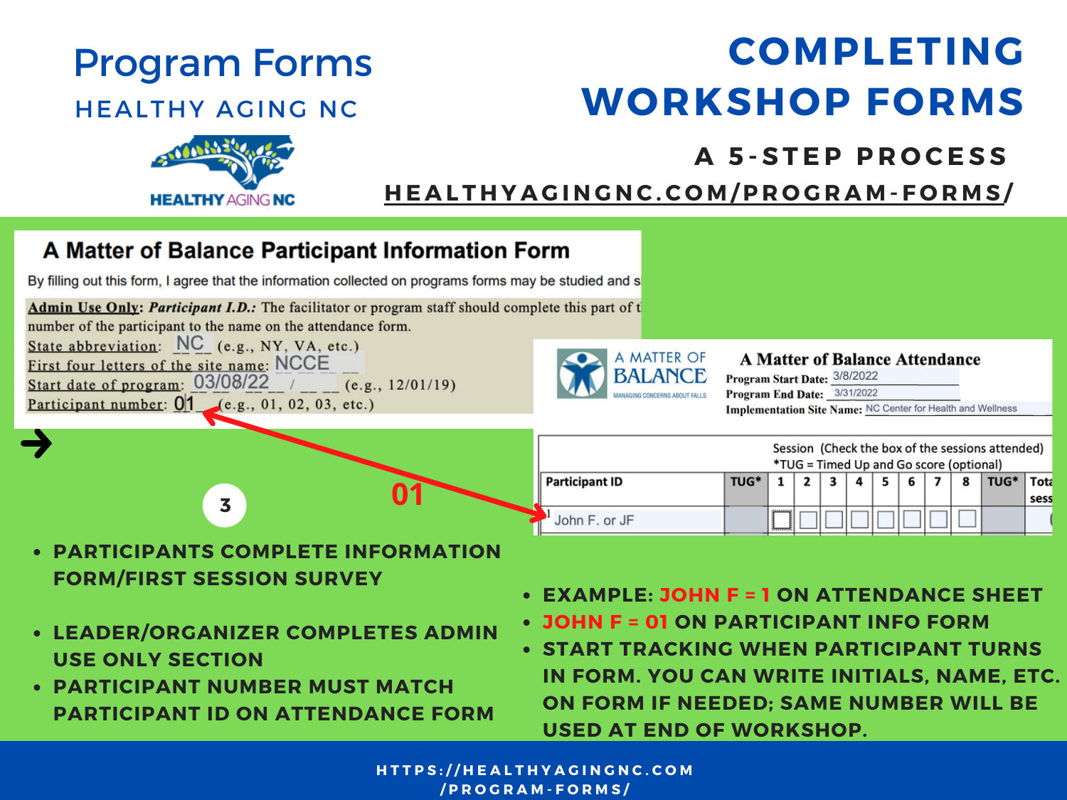# Program Forms

## HEALTHY AGING NC

HEALTHY AGING NC

# COMPLETING WORKSHOP FORMS

### A 5-STEP PROCESS

HEALTHYAGINGNC.COM/PROGRAM-FORMS/

## A Matter of Balance Participant Information Form

By filling out this form, I agree that the information collected on programs forms may be studied and s

**Admin Use Only**: ***Participant I.D.:*** The facilitator or program staff should complete this part of t number of the participant to the name on the attendance form.

State abbreviation: NC (e.g., NY, VA, etc.)
First four letters of the site name: NCCE
Start date of program: 03/08/22 (e.g., 12/01/19)
Participant number: 01 (e.g., 01, 02, 03, etc.)

01

A MATTER OF BALANCE
MANAGING CONCERNS ABOUT FALLS

## A Matter of Balance Attendance

**Program Start Date:** 3/8/2022
**Program End Date:** 3/31/2022
**Implementation Site Name:** NC Center for Health and Wellness

Session (Check the box of the sessions attended)
*TUG = Timed Up and Go score (optional)

| Participant ID | TUG* | 1 | 2 | 3 | 4 | 5 | 6 | 7 | 8 | TUG* | Total sess |
|---|---|---|---|---|---|---|---|---|---|---|---|
| 1 John F. or JF | | ☐ | ☐ | ☐ | ☐ | ☐ | ☐ | ☐ | ☐ | | |

3

- PARTICIPANTS COMPLETE INFORMATION FORM/FIRST SESSION SURVEY
- LEADER/ORGANIZER COMPLETES ADMIN USE ONLY SECTION
- PARTICIPANT NUMBER MUST MATCH PARTICIPANT ID ON ATTENDANCE FORM

- EXAMPLE: JOHN F = 1 ON ATTENDANCE SHEET
- JOHN F = 01 ON PARTICIPANT INFO FORM
- START TRACKING WHEN PARTICIPANT TURNS IN FORM. YOU CAN WRITE INITIALS, NAME, ETC. ON FORM IF NEEDED; SAME NUMBER WILL BE USED AT END OF WORKSHOP.

HTTPS://HEALTHYAGINGNC.COM/PROGRAM-FORMS/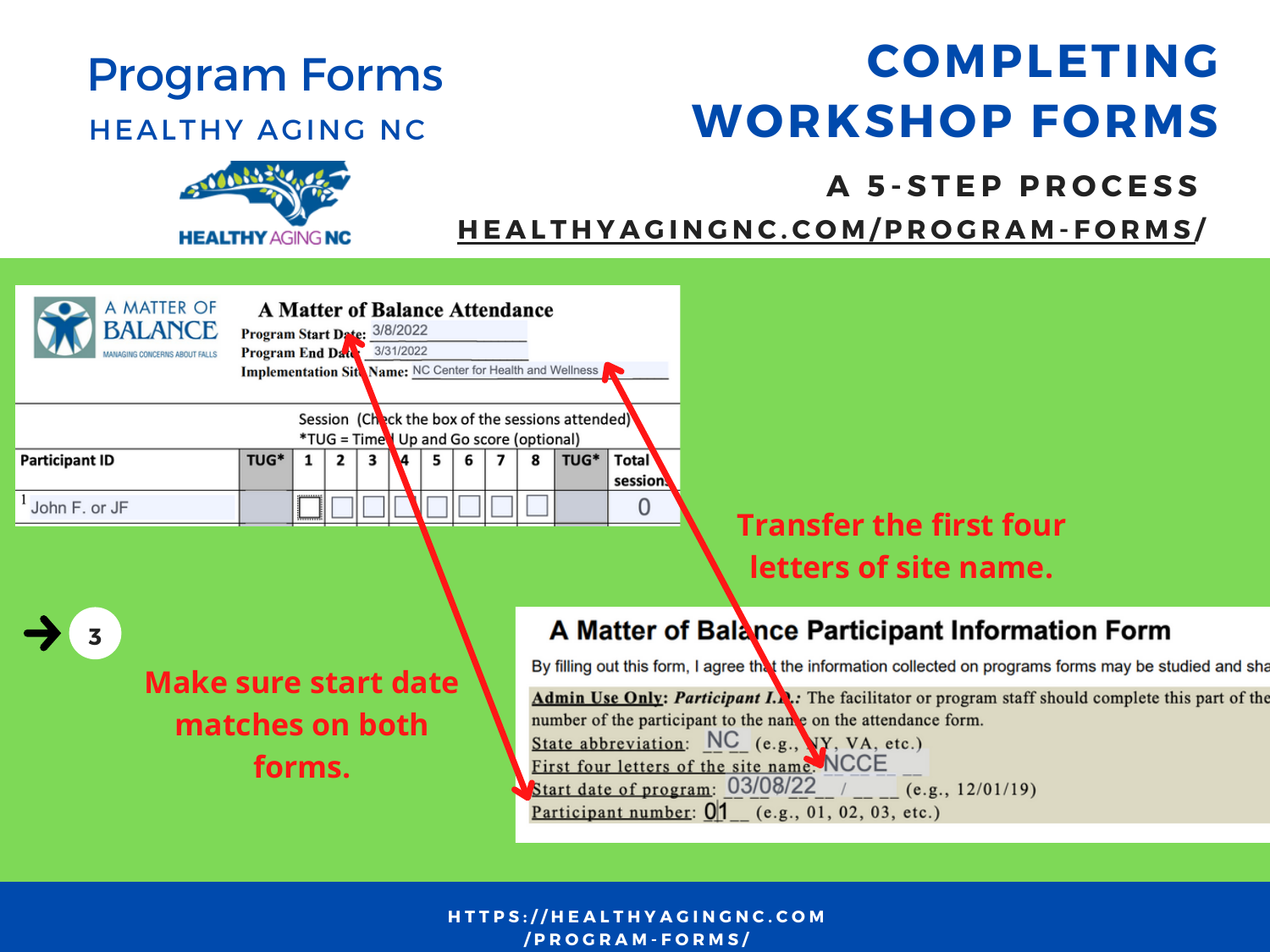# Program Forms

## HEALTHY AGING NC

# COMPLETING WORKSHOP FORMS

### A 5-STEP PROCESS

HEALTHYAGINGNC.COM/PROGRAM-FORMS/

**A Matter of Balance Attendance**

Program Start Date: 3/8/2022

Program End Date: 3/31/2022

Implementation Site Name: NC Center for Health and Wellness

Session (Check the box of the sessions attended)
*TUG = Timed Up and Go score (optional)

| Participant ID | TUG* | 1 | 2 | 3 | 4 | 5 | 6 | 7 | 8 | TUG* | Total sessions |
|---|---|---|---|---|---|---|---|---|---|---|---|
| 1 John F. or JF | | ☐ | ☐ | ☐ | ☐ | ☐ | ☐ | ☐ | ☐ | | 0 |

**Transfer the first four letters of site name.**

3

**Make sure start date matches on both forms.**

**A Matter of Balance Participant Information Form**

By filling out this form, I agree that the information collected on programs forms may be studied and sha

**Admin Use Only**: ***Participant I.D.:*** The facilitator or program staff should complete this part of the number of the participant to the name on the attendance form.

State abbreviation: NC (e.g., NY, VA, etc.)

First four letters of the site name: NCCE

Start date of program: 03/08/22 (e.g., 12/01/19)

Participant number: 01 (e.g., 01, 02, 03, etc.)

HTTPS://HEALTHYAGINGNC.COM/PROGRAM-FORMS/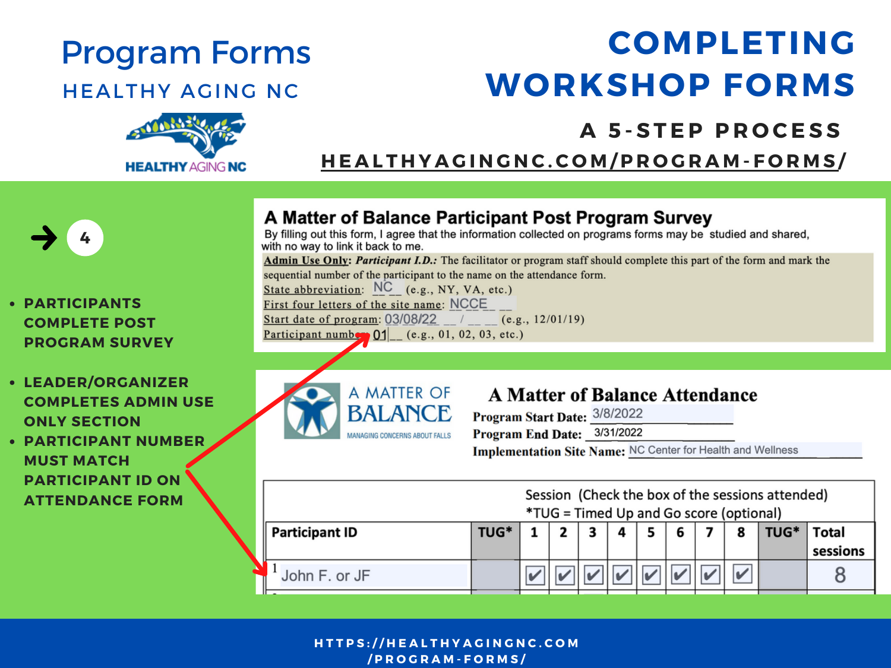# Program Forms

## HEALTHY AGING NC

# COMPLETING WORKSHOP FORMS

### A 5-STEP PROCESS

HEALTHYAGINGNC.COM/PROGRAM-FORMS/

→ 4

- PARTICIPANTS COMPLETE POST PROGRAM SURVEY
- LEADER/ORGANIZER COMPLETES ADMIN USE ONLY SECTION
- PARTICIPANT NUMBER MUST MATCH PARTICIPANT ID ON ATTENDANCE FORM

**A Matter of Balance Participant Post Program Survey**

By filling out this form, I agree that the information collected on programs forms may be studied and shared, with no way to link it back to me.

**Admin Use Only:** ***Participant I.D.:*** The facilitator or program staff should complete this part of the form and mark the sequential number of the participant to the name on the attendance form.

State abbreviation: NC (e.g., NY, VA, etc.)

First four letters of the site name: NCCE

Start date of program: 03/08/22 (e.g., 12/01/19)

Participant number: 01 (e.g., 01, 02, 03, etc.)

A MATTER OF BALANCE
MANAGING CONCERNS ABOUT FALLS

**A Matter of Balance Attendance**

**Program Start Date:** 3/8/2022

**Program End Date:** 3/31/2022

**Implementation Site Name:** NC Center for Health and Wellness

| Participant ID | TUG* | Session (Check the box of the sessions attended) *TUG = Timed Up and Go score (optional) | | | | | | | | TUG* | Total sessions |
|---|---|---|---|---|---|---|---|---|---|---|---|
| | | 1 | 2 | 3 | 4 | 5 | 6 | 7 | 8 | | |
| 1 John F. or JF | | ✔ | ✔ | ✔ | ✔ | ✔ | ✔ | ✔ | ✔ | | 8 |

HTTPS://HEALTHYAGINGNC.COM/PROGRAM-FORMS/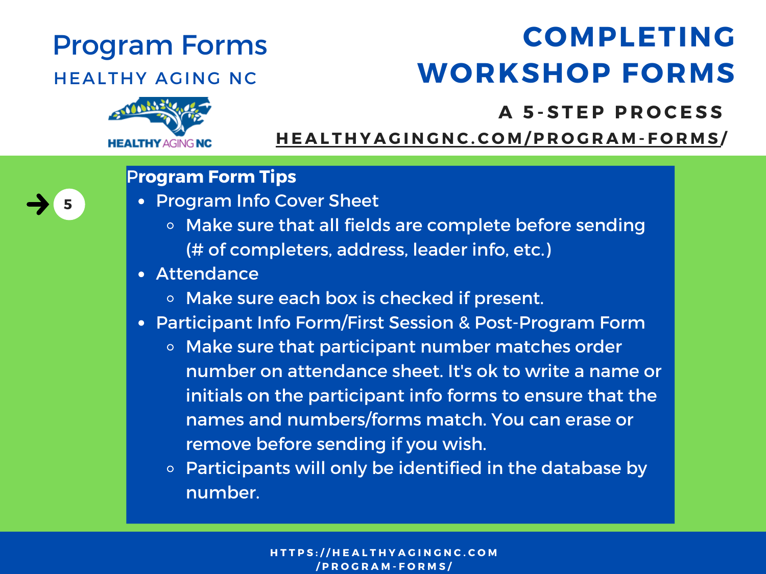# Program Forms

HEALTHY AGING NC

# COMPLETING WORKSHOP FORMS

## A 5-STEP PROCESS

HEALTHYAGINGNC.COM/PROGRAM-FORMS/

5

**Program Form Tips**

- Program Info Cover Sheet
  - Make sure that all fields are complete before sending (# of completers, address, leader info, etc.)
- Attendance
  - Make sure each box is checked if present.
- Participant Info Form/First Session & Post-Program Form
  - Make sure that participant number matches order number on attendance sheet. It's ok to write a name or initials on the participant info forms to ensure that the names and numbers/forms match. You can erase or remove before sending if you wish.
  - Participants will only be identified in the database by number.

HTTPS://HEALTHYAGINGNC.COM/PROGRAM-FORMS/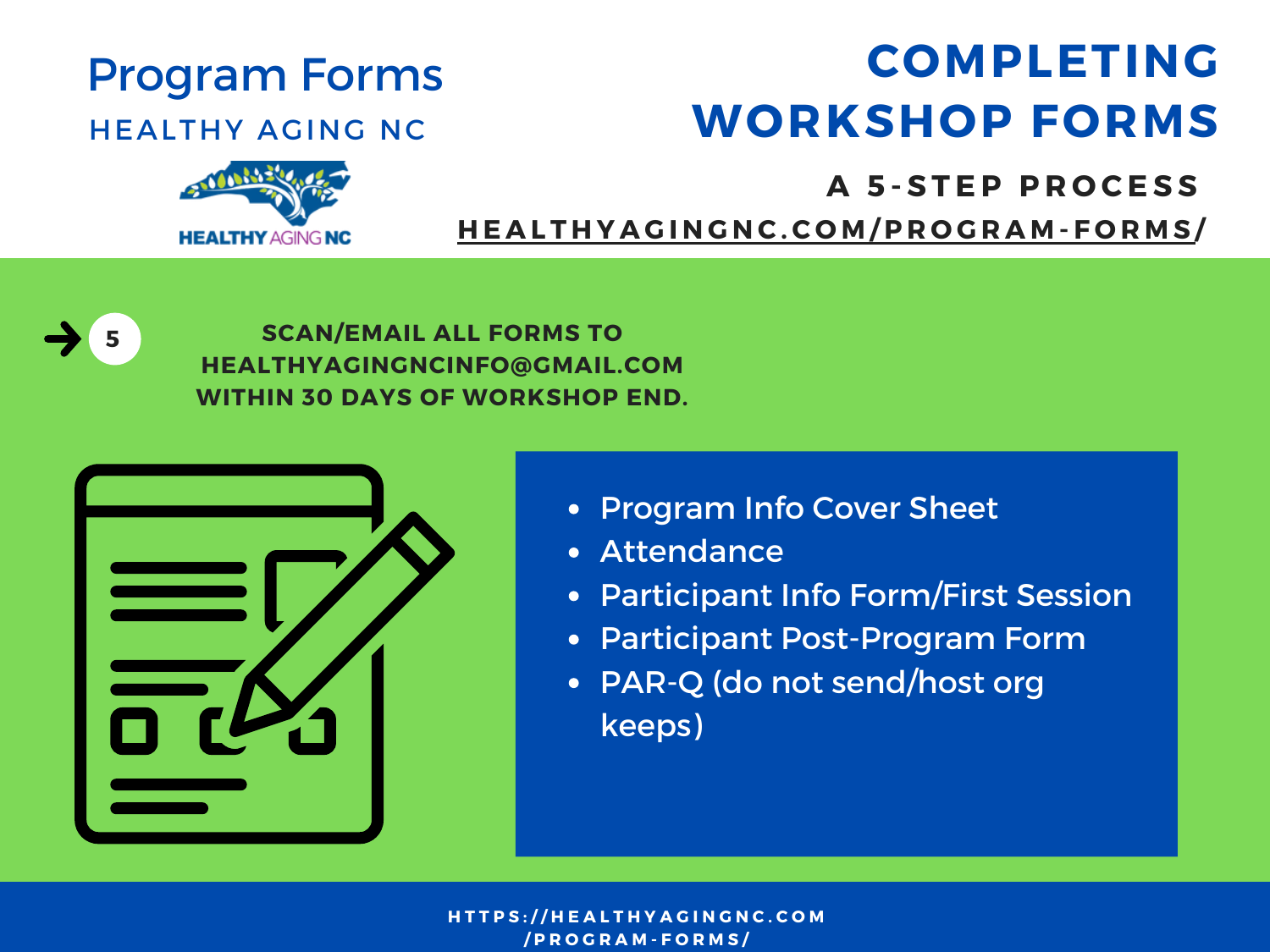# Program Forms

HEALTHY AGING NC

# COMPLETING WORKSHOP FORMS

## A 5-STEP PROCESS

HEALTHYAGINGNC.COM/PROGRAM-FORMS/

**5** SCAN/EMAIL ALL FORMS TO HEALTHYAGINGNCINFO@GMAIL.COM WITHIN 30 DAYS OF WORKSHOP END.

- Program Info Cover Sheet
- Attendance
- Participant Info Form/First Session
- Participant Post-Program Form
- PAR-Q (do not send/host org keeps)

HTTPS://HEALTHYAGINGNC.COM/PROGRAM-FORMS/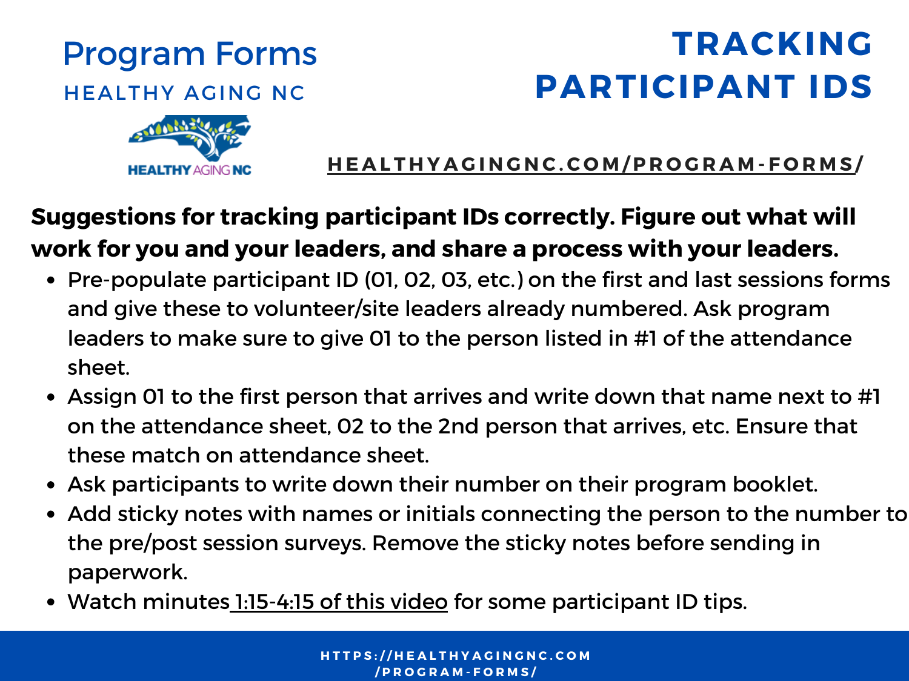# Program Forms

HEALTHY AGING NC

## TRACKING PARTICIPANT IDS

HEALTHYAGINGNC.COM/PROGRAM-FORMS/

**Suggestions for tracking participant IDs correctly. Figure out what will work for you and your leaders, and share a process with your leaders.**

- Pre-populate participant ID (01, 02, 03, etc.) on the first and last sessions forms and give these to volunteer/site leaders already numbered. Ask program leaders to make sure to give 01 to the person listed in #1 of the attendance sheet.
- Assign 01 to the first person that arrives and write down that name next to #1 on the attendance sheet, 02 to the 2nd person that arrives, etc. Ensure that these match on attendance sheet.
- Ask participants to write down their number on their program booklet.
- Add sticky notes with names or initials connecting the person to the number to the pre/post session surveys. Remove the sticky notes before sending in paperwork.
- Watch minutes 1:15-4:15 of this video for some participant ID tips.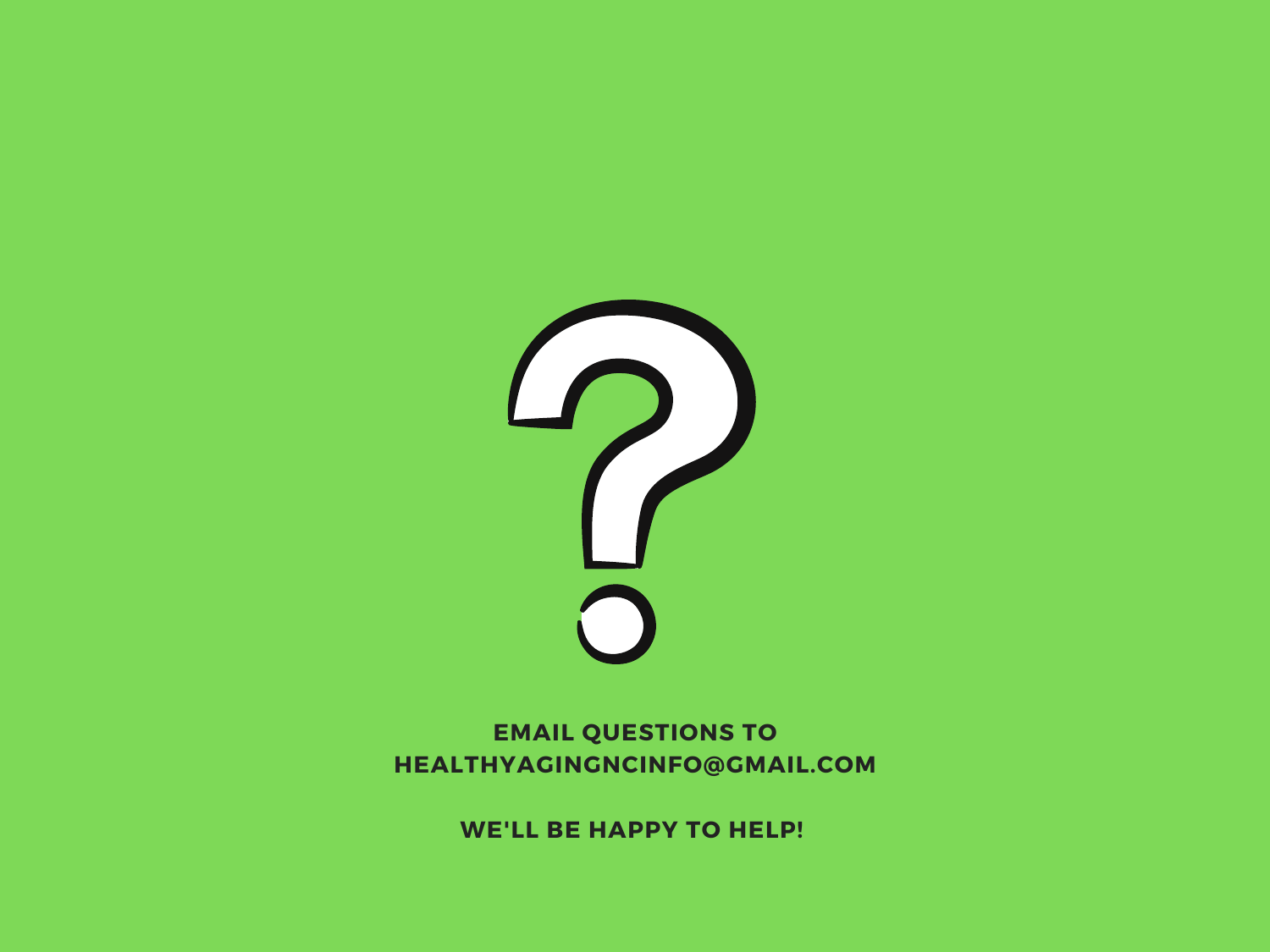**EMAIL QUESTIONS TO HEALTHYAGINGNCINFO@GMAIL.COM**

**WE'LL BE HAPPY TO HELP!**